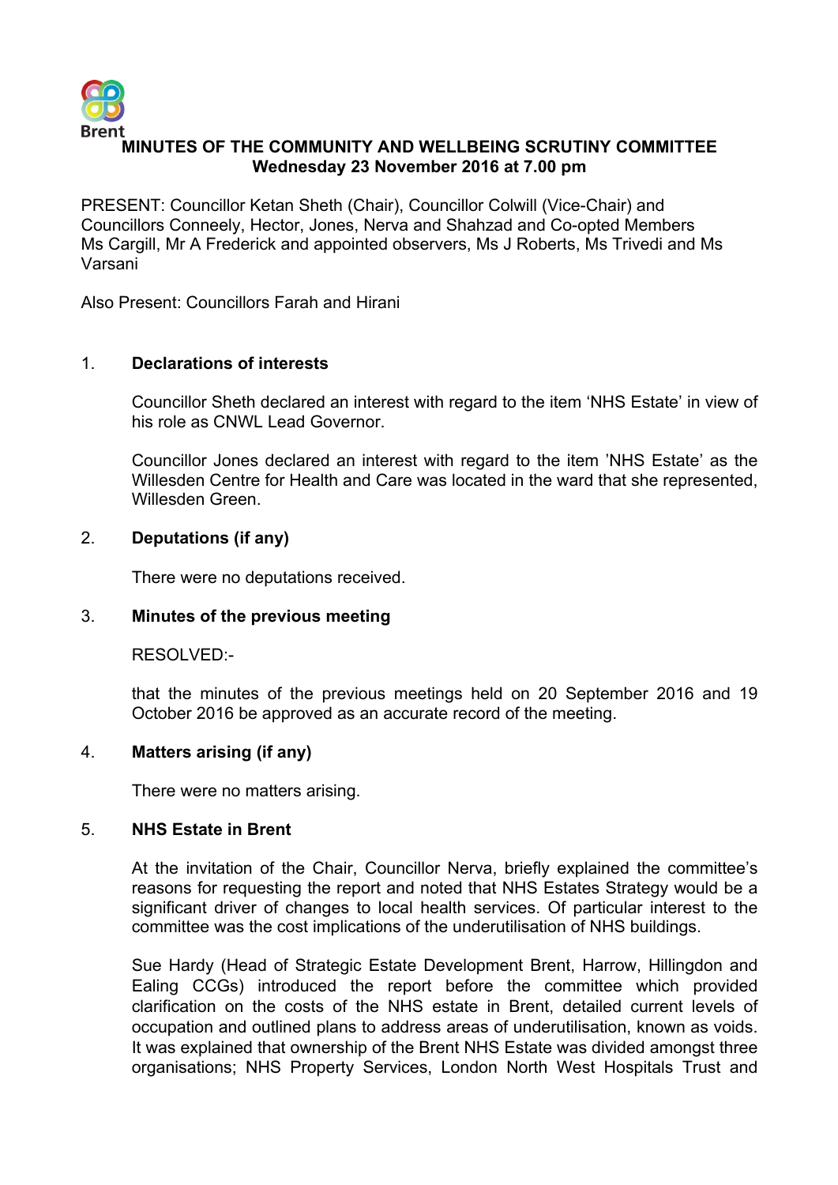Brent

# MINUTES OF THE COMMUNITY AND WELLBEING SCRUTINY COMMITTEE
## Wednesday 23 November 2016 at 7.00 pm

PRESENT: Councillor Ketan Sheth (Chair), Councillor Colwill (Vice-Chair) and Councillors Conneely, Hector, Jones, Nerva and Shahzad and Co-opted Members Ms Cargill, Mr A Frederick and appointed observers, Ms J Roberts, Ms Trivedi and Ms Varsani

Also Present: Councillors Farah and Hirani

### 1. Declarations of interests

Councillor Sheth declared an interest with regard to the item 'NHS Estate' in view of his role as CNWL Lead Governor.

Councillor Jones declared an interest with regard to the item 'NHS Estate' as the Willesden Centre for Health and Care was located in the ward that she represented, Willesden Green.

### 2. Deputations (if any)

There were no deputations received.

### 3. Minutes of the previous meeting

RESOLVED:-

that the minutes of the previous meetings held on 20 September 2016 and 19 October 2016 be approved as an accurate record of the meeting.

### 4. Matters arising (if any)

There were no matters arising.

### 5. NHS Estate in Brent

At the invitation of the Chair, Councillor Nerva, briefly explained the committee's reasons for requesting the report and noted that NHS Estates Strategy would be a significant driver of changes to local health services. Of particular interest to the committee was the cost implications of the underutilisation of NHS buildings.

Sue Hardy (Head of Strategic Estate Development Brent, Harrow, Hillingdon and Ealing CCGs) introduced the report before the committee which provided clarification on the costs of the NHS estate in Brent, detailed current levels of occupation and outlined plans to address areas of underutilisation, known as voids. It was explained that ownership of the Brent NHS Estate was divided amongst three organisations; NHS Property Services, London North West Hospitals Trust and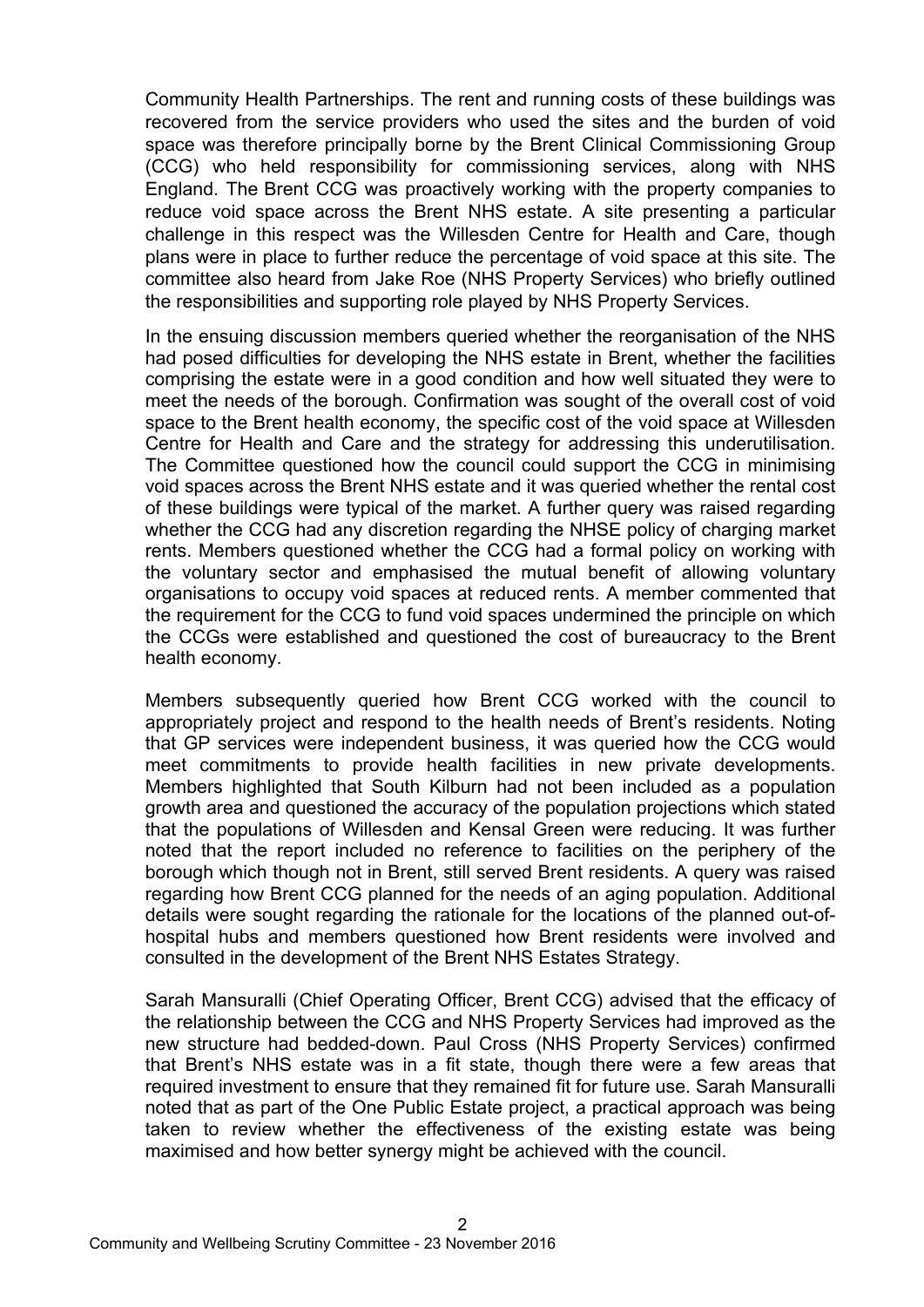Community Health Partnerships. The rent and running costs of these buildings was recovered from the service providers who used the sites and the burden of void space was therefore principally borne by the Brent Clinical Commissioning Group (CCG) who held responsibility for commissioning services, along with NHS England. The Brent CCG was proactively working with the property companies to reduce void space across the Brent NHS estate. A site presenting a particular challenge in this respect was the Willesden Centre for Health and Care, though plans were in place to further reduce the percentage of void space at this site. The committee also heard from Jake Roe (NHS Property Services) who briefly outlined the responsibilities and supporting role played by NHS Property Services.

In the ensuing discussion members queried whether the reorganisation of the NHS had posed difficulties for developing the NHS estate in Brent, whether the facilities comprising the estate were in a good condition and how well situated they were to meet the needs of the borough. Confirmation was sought of the overall cost of void space to the Brent health economy, the specific cost of the void space at Willesden Centre for Health and Care and the strategy for addressing this underutilisation. The Committee questioned how the council could support the CCG in minimising void spaces across the Brent NHS estate and it was queried whether the rental cost of these buildings were typical of the market. A further query was raised regarding whether the CCG had any discretion regarding the NHSE policy of charging market rents. Members questioned whether the CCG had a formal policy on working with the voluntary sector and emphasised the mutual benefit of allowing voluntary organisations to occupy void spaces at reduced rents. A member commented that the requirement for the CCG to fund void spaces undermined the principle on which the CCGs were established and questioned the cost of bureaucracy to the Brent health economy.

Members subsequently queried how Brent CCG worked with the council to appropriately project and respond to the health needs of Brent's residents. Noting that GP services were independent business, it was queried how the CCG would meet commitments to provide health facilities in new private developments. Members highlighted that South Kilburn had not been included as a population growth area and questioned the accuracy of the population projections which stated that the populations of Willesden and Kensal Green were reducing. It was further noted that the report included no reference to facilities on the periphery of the borough which though not in Brent, still served Brent residents. A query was raised regarding how Brent CCG planned for the needs of an aging population. Additional details were sought regarding the rationale for the locations of the planned out-of-hospital hubs and members questioned how Brent residents were involved and consulted in the development of the Brent NHS Estates Strategy.

Sarah Mansuralli (Chief Operating Officer, Brent CCG) advised that the efficacy of the relationship between the CCG and NHS Property Services had improved as the new structure had bedded-down. Paul Cross (NHS Property Services) confirmed that Brent's NHS estate was in a fit state, though there were a few areas that required investment to ensure that they remained fit for future use. Sarah Mansuralli noted that as part of the One Public Estate project, a practical approach was being taken to review whether the effectiveness of the existing estate was being maximised and how better synergy might be achieved with the council.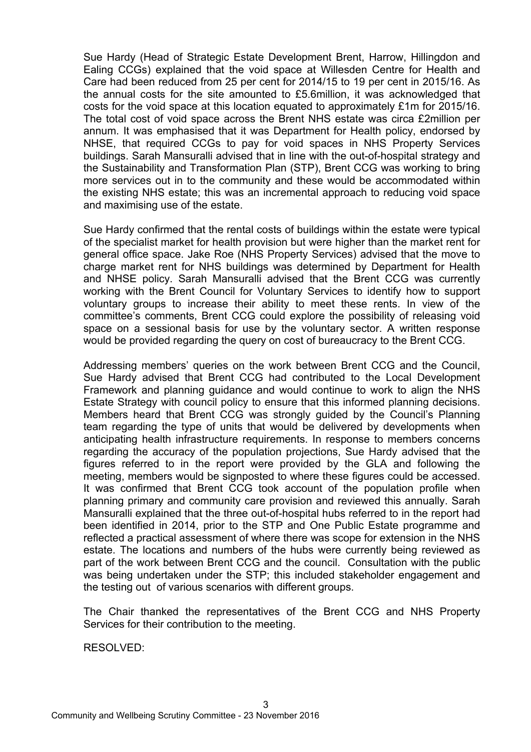Sue Hardy (Head of Strategic Estate Development Brent, Harrow, Hillingdon and Ealing CCGs) explained that the void space at Willesden Centre for Health and Care had been reduced from 25 per cent for 2014/15 to 19 per cent in 2015/16. As the annual costs for the site amounted to £5.6million, it was acknowledged that costs for the void space at this location equated to approximately £1m for 2015/16. The total cost of void space across the Brent NHS estate was circa £2million per annum. It was emphasised that it was Department for Health policy, endorsed by NHSE, that required CCGs to pay for void spaces in NHS Property Services buildings. Sarah Mansuralli advised that in line with the out-of-hospital strategy and the Sustainability and Transformation Plan (STP), Brent CCG was working to bring more services out in to the community and these would be accommodated within the existing NHS estate; this was an incremental approach to reducing void space and maximising use of the estate.

Sue Hardy confirmed that the rental costs of buildings within the estate were typical of the specialist market for health provision but were higher than the market rent for general office space. Jake Roe (NHS Property Services) advised that the move to charge market rent for NHS buildings was determined by Department for Health and NHSE policy. Sarah Mansuralli advised that the Brent CCG was currently working with the Brent Council for Voluntary Services to identify how to support voluntary groups to increase their ability to meet these rents. In view of the committee's comments, Brent CCG could explore the possibility of releasing void space on a sessional basis for use by the voluntary sector. A written response would be provided regarding the query on cost of bureaucracy to the Brent CCG.

Addressing members' queries on the work between Brent CCG and the Council, Sue Hardy advised that Brent CCG had contributed to the Local Development Framework and planning guidance and would continue to work to align the NHS Estate Strategy with council policy to ensure that this informed planning decisions. Members heard that Brent CCG was strongly guided by the Council's Planning team regarding the type of units that would be delivered by developments when anticipating health infrastructure requirements. In response to members concerns regarding the accuracy of the population projections, Sue Hardy advised that the figures referred to in the report were provided by the GLA and following the meeting, members would be signposted to where these figures could be accessed. It was confirmed that Brent CCG took account of the population profile when planning primary and community care provision and reviewed this annually. Sarah Mansuralli explained that the three out-of-hospital hubs referred to in the report had been identified in 2014, prior to the STP and One Public Estate programme and reflected a practical assessment of where there was scope for extension in the NHS estate. The locations and numbers of the hubs were currently being reviewed as part of the work between Brent CCG and the council. Consultation with the public was being undertaken under the STP; this included stakeholder engagement and the testing out of various scenarios with different groups.

The Chair thanked the representatives of the Brent CCG and NHS Property Services for their contribution to the meeting.

RESOLVED: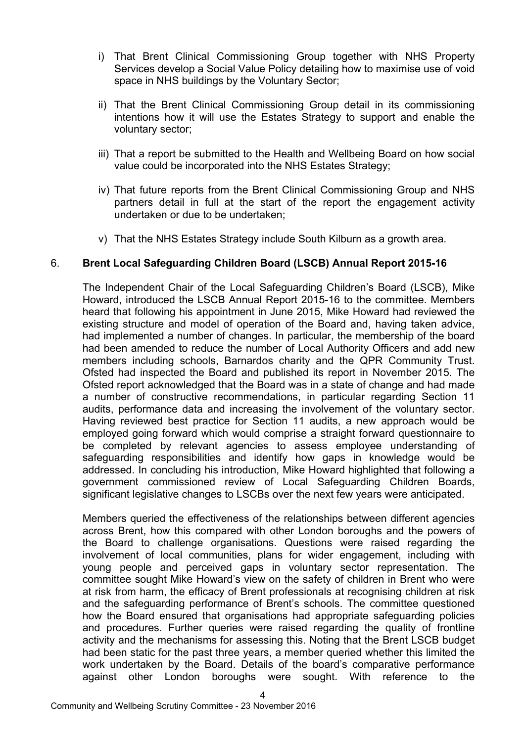i) That Brent Clinical Commissioning Group together with NHS Property Services develop a Social Value Policy detailing how to maximise use of void space in NHS buildings by the Voluntary Sector;

ii) That the Brent Clinical Commissioning Group detail in its commissioning intentions how it will use the Estates Strategy to support and enable the voluntary sector;

iii) That a report be submitted to the Health and Wellbeing Board on how social value could be incorporated into the NHS Estates Strategy;

iv) That future reports from the Brent Clinical Commissioning Group and NHS partners detail in full at the start of the report the engagement activity undertaken or due to be undertaken;

v) That the NHS Estates Strategy include South Kilburn as a growth area.

## 6. Brent Local Safeguarding Children Board (LSCB) Annual Report 2015-16

The Independent Chair of the Local Safeguarding Children's Board (LSCB), Mike Howard, introduced the LSCB Annual Report 2015-16 to the committee. Members heard that following his appointment in June 2015, Mike Howard had reviewed the existing structure and model of operation of the Board and, having taken advice, had implemented a number of changes. In particular, the membership of the board had been amended to reduce the number of Local Authority Officers and add new members including schools, Barnardos charity and the QPR Community Trust. Ofsted had inspected the Board and published its report in November 2015. The Ofsted report acknowledged that the Board was in a state of change and had made a number of constructive recommendations, in particular regarding Section 11 audits, performance data and increasing the involvement of the voluntary sector. Having reviewed best practice for Section 11 audits, a new approach would be employed going forward which would comprise a straight forward questionnaire to be completed by relevant agencies to assess employee understanding of safeguarding responsibilities and identify how gaps in knowledge would be addressed. In concluding his introduction, Mike Howard highlighted that following a government commissioned review of Local Safeguarding Children Boards, significant legislative changes to LSCBs over the next few years were anticipated.

Members queried the effectiveness of the relationships between different agencies across Brent, how this compared with other London boroughs and the powers of the Board to challenge organisations. Questions were raised regarding the involvement of local communities, plans for wider engagement, including with young people and perceived gaps in voluntary sector representation. The committee sought Mike Howard's view on the safety of children in Brent who were at risk from harm, the efficacy of Brent professionals at recognising children at risk and the safeguarding performance of Brent's schools. The committee questioned how the Board ensured that organisations had appropriate safeguarding policies and procedures. Further queries were raised regarding the quality of frontline activity and the mechanisms for assessing this. Noting that the Brent LSCB budget had been static for the past three years, a member queried whether this limited the work undertaken by the Board. Details of the board's comparative performance against other London boroughs were sought. With reference to the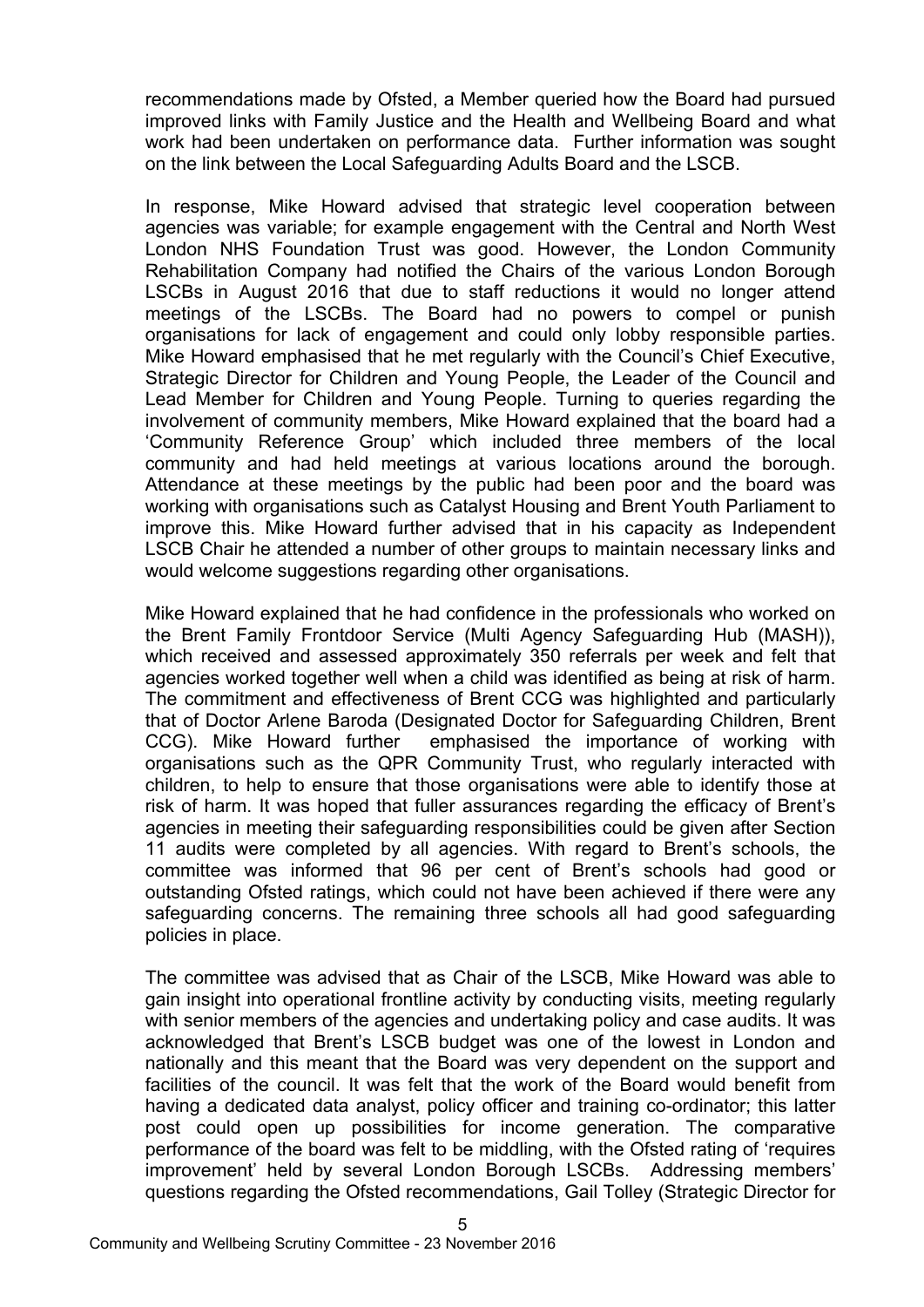recommendations made by Ofsted, a Member queried how the Board had pursued improved links with Family Justice and the Health and Wellbeing Board and what work had been undertaken on performance data. Further information was sought on the link between the Local Safeguarding Adults Board and the LSCB.

In response, Mike Howard advised that strategic level cooperation between agencies was variable; for example engagement with the Central and North West London NHS Foundation Trust was good. However, the London Community Rehabilitation Company had notified the Chairs of the various London Borough LSCBs in August 2016 that due to staff reductions it would no longer attend meetings of the LSCBs. The Board had no powers to compel or punish organisations for lack of engagement and could only lobby responsible parties. Mike Howard emphasised that he met regularly with the Council's Chief Executive, Strategic Director for Children and Young People, the Leader of the Council and Lead Member for Children and Young People. Turning to queries regarding the involvement of community members, Mike Howard explained that the board had a 'Community Reference Group' which included three members of the local community and had held meetings at various locations around the borough. Attendance at these meetings by the public had been poor and the board was working with organisations such as Catalyst Housing and Brent Youth Parliament to improve this. Mike Howard further advised that in his capacity as Independent LSCB Chair he attended a number of other groups to maintain necessary links and would welcome suggestions regarding other organisations.

Mike Howard explained that he had confidence in the professionals who worked on the Brent Family Frontdoor Service (Multi Agency Safeguarding Hub (MASH)), which received and assessed approximately 350 referrals per week and felt that agencies worked together well when a child was identified as being at risk of harm. The commitment and effectiveness of Brent CCG was highlighted and particularly that of Doctor Arlene Baroda (Designated Doctor for Safeguarding Children, Brent CCG). Mike Howard further emphasised the importance of working with organisations such as the QPR Community Trust, who regularly interacted with children, to help to ensure that those organisations were able to identify those at risk of harm. It was hoped that fuller assurances regarding the efficacy of Brent's agencies in meeting their safeguarding responsibilities could be given after Section 11 audits were completed by all agencies. With regard to Brent's schools, the committee was informed that 96 per cent of Brent's schools had good or outstanding Ofsted ratings, which could not have been achieved if there were any safeguarding concerns. The remaining three schools all had good safeguarding policies in place.

The committee was advised that as Chair of the LSCB, Mike Howard was able to gain insight into operational frontline activity by conducting visits, meeting regularly with senior members of the agencies and undertaking policy and case audits. It was acknowledged that Brent's LSCB budget was one of the lowest in London and nationally and this meant that the Board was very dependent on the support and facilities of the council. It was felt that the work of the Board would benefit from having a dedicated data analyst, policy officer and training co-ordinator; this latter post could open up possibilities for income generation. The comparative performance of the board was felt to be middling, with the Ofsted rating of 'requires improvement' held by several London Borough LSCBs. Addressing members' questions regarding the Ofsted recommendations, Gail Tolley (Strategic Director for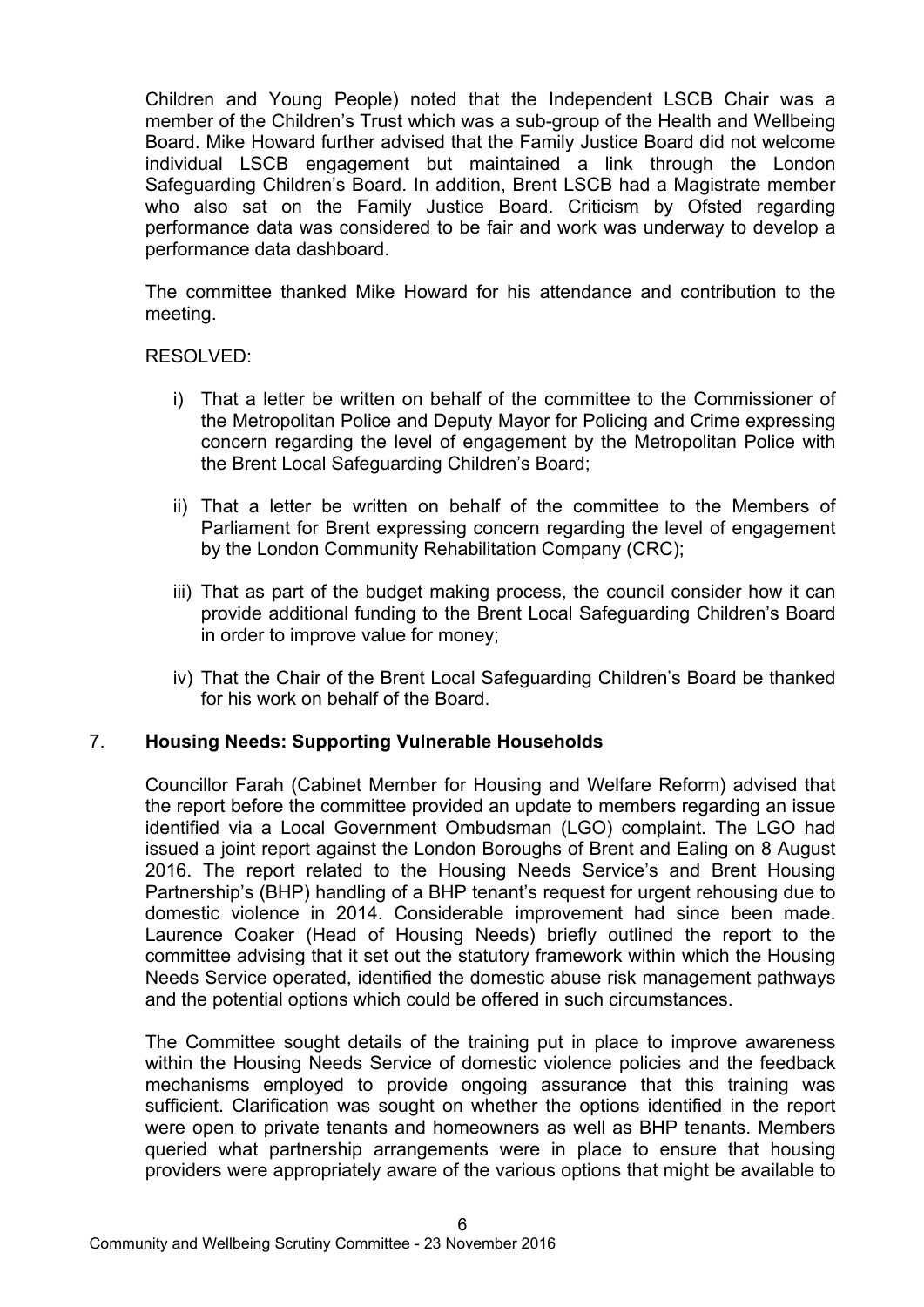Children and Young People) noted that the Independent LSCB Chair was a member of the Children's Trust which was a sub-group of the Health and Wellbeing Board. Mike Howard further advised that the Family Justice Board did not welcome individual LSCB engagement but maintained a link through the London Safeguarding Children's Board. In addition, Brent LSCB had a Magistrate member who also sat on the Family Justice Board. Criticism by Ofsted regarding performance data was considered to be fair and work was underway to develop a performance data dashboard.

The committee thanked Mike Howard for his attendance and contribution to the meeting.

RESOLVED:

i) That a letter be written on behalf of the committee to the Commissioner of the Metropolitan Police and Deputy Mayor for Policing and Crime expressing concern regarding the level of engagement by the Metropolitan Police with the Brent Local Safeguarding Children's Board;

ii) That a letter be written on behalf of the committee to the Members of Parliament for Brent expressing concern regarding the level of engagement by the London Community Rehabilitation Company (CRC);

iii) That as part of the budget making process, the council consider how it can provide additional funding to the Brent Local Safeguarding Children's Board in order to improve value for money;

iv) That the Chair of the Brent Local Safeguarding Children's Board be thanked for his work on behalf of the Board.

## 7. Housing Needs: Supporting Vulnerable Households

Councillor Farah (Cabinet Member for Housing and Welfare Reform) advised that the report before the committee provided an update to members regarding an issue identified via a Local Government Ombudsman (LGO) complaint. The LGO had issued a joint report against the London Boroughs of Brent and Ealing on 8 August 2016. The report related to the Housing Needs Service's and Brent Housing Partnership's (BHP) handling of a BHP tenant's request for urgent rehousing due to domestic violence in 2014. Considerable improvement had since been made. Laurence Coaker (Head of Housing Needs) briefly outlined the report to the committee advising that it set out the statutory framework within which the Housing Needs Service operated, identified the domestic abuse risk management pathways and the potential options which could be offered in such circumstances.

The Committee sought details of the training put in place to improve awareness within the Housing Needs Service of domestic violence policies and the feedback mechanisms employed to provide ongoing assurance that this training was sufficient. Clarification was sought on whether the options identified in the report were open to private tenants and homeowners as well as BHP tenants. Members queried what partnership arrangements were in place to ensure that housing providers were appropriately aware of the various options that might be available to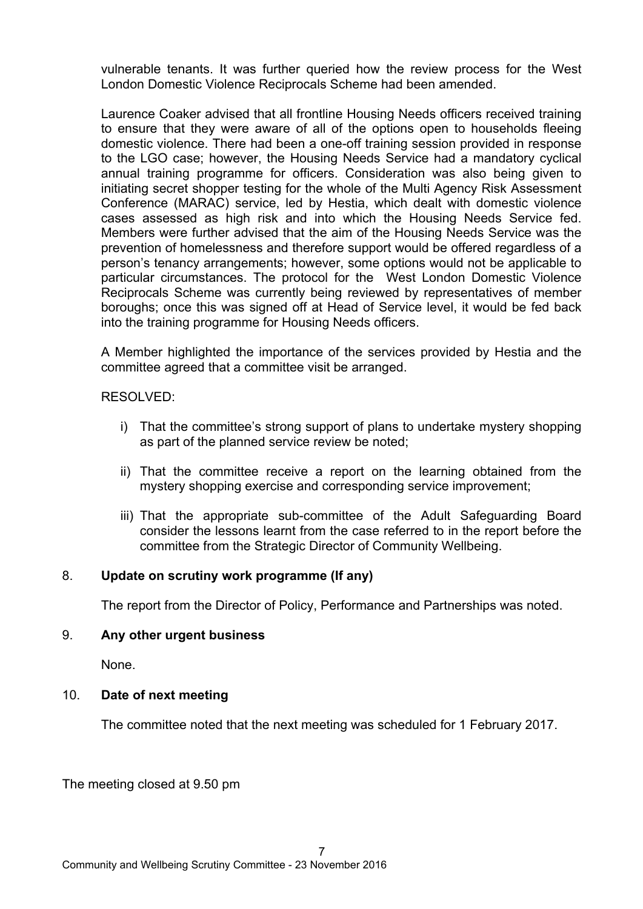vulnerable tenants. It was further queried how the review process for the West London Domestic Violence Reciprocals Scheme had been amended.

Laurence Coaker advised that all frontline Housing Needs officers received training to ensure that they were aware of all of the options open to households fleeing domestic violence. There had been a one-off training session provided in response to the LGO case; however, the Housing Needs Service had a mandatory cyclical annual training programme for officers. Consideration was also being given to initiating secret shopper testing for the whole of the Multi Agency Risk Assessment Conference (MARAC) service, led by Hestia, which dealt with domestic violence cases assessed as high risk and into which the Housing Needs Service fed. Members were further advised that the aim of the Housing Needs Service was the prevention of homelessness and therefore support would be offered regardless of a person's tenancy arrangements; however, some options would not be applicable to particular circumstances. The protocol for the West London Domestic Violence Reciprocals Scheme was currently being reviewed by representatives of member boroughs; once this was signed off at Head of Service level, it would be fed back into the training programme for Housing Needs officers.

A Member highlighted the importance of the services provided by Hestia and the committee agreed that a committee visit be arranged.

RESOLVED:

i) That the committee's strong support of plans to undertake mystery shopping as part of the planned service review be noted;

ii) That the committee receive a report on the learning obtained from the mystery shopping exercise and corresponding service improvement;

iii) That the appropriate sub-committee of the Adult Safeguarding Board consider the lessons learnt from the case referred to in the report before the committee from the Strategic Director of Community Wellbeing.

## 8. Update on scrutiny work programme (If any)

The report from the Director of Policy, Performance and Partnerships was noted.

## 9. Any other urgent business

None.

## 10. Date of next meeting

The committee noted that the next meeting was scheduled for 1 February 2017.

The meeting closed at 9.50 pm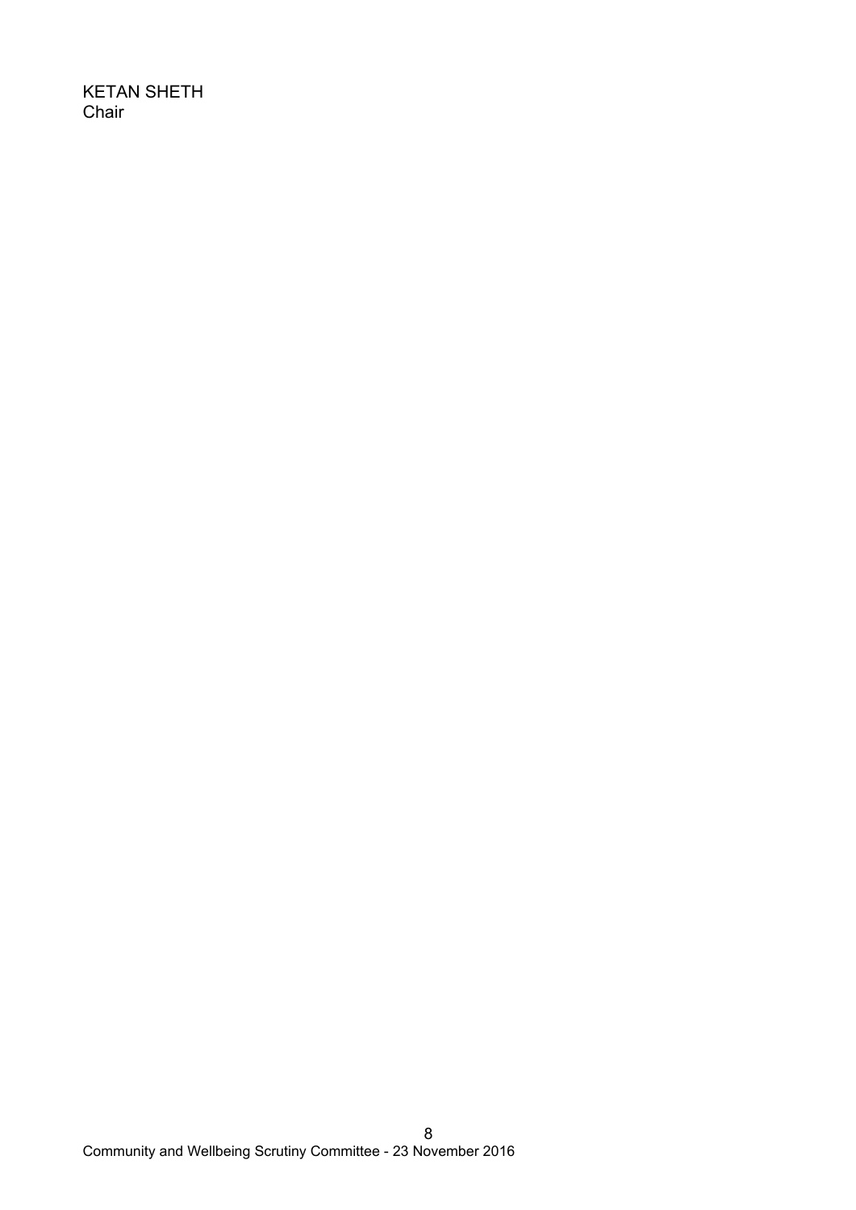KETAN SHETH
Chair